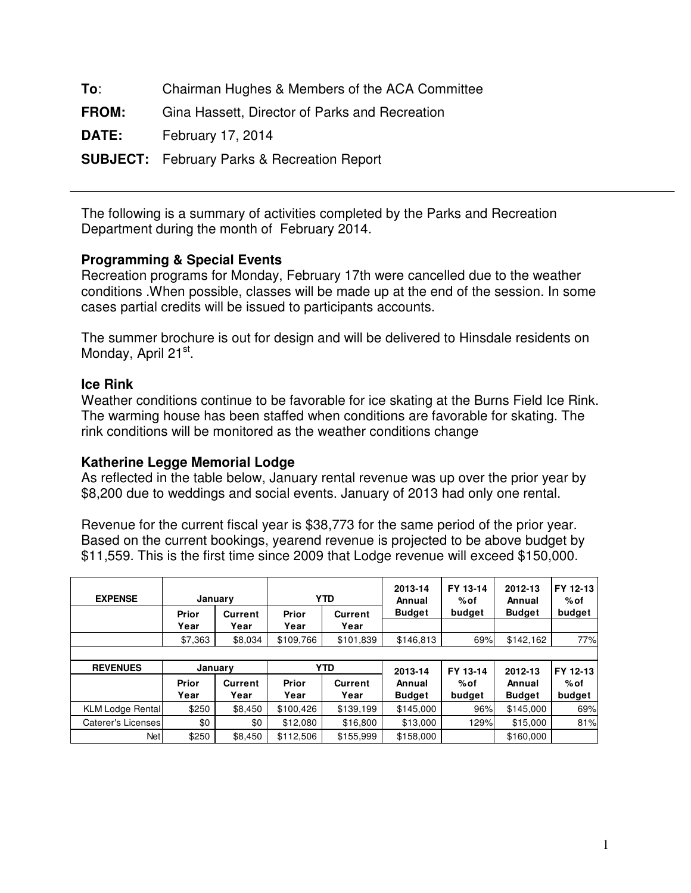**To**: Chairman Hughes & Members of the ACA Committee

**FROM:** Gina Hassett, Director of Parks and Recreation

**DATE:** February 17, 2014

**SUBJECT:** February Parks & Recreation Report

---

The following is a summary of activities completed by the Parks and Recreation Department during the month of February 2014.

**Programming & Special Events**

Recreation programs for Monday, February 17th were cancelled due to the weather conditions .When possible, classes will be made up at the end of the session. In some cases partial credits will be issued to participants accounts.

The summer brochure is out for design and will be delivered to Hinsdale residents on Monday, April 21st.

**Ice Rink**

Weather conditions continue to be favorable for ice skating at the Burns Field Ice Rink. The warming house has been staffed when conditions are favorable for skating. The rink conditions will be monitored as the weather conditions change

**Katherine Legge Memorial Lodge**

As reflected in the table below, January rental revenue was up over the prior year by $8,200 due to weddings and social events. January of 2013 had only one rental.

Revenue for the current fiscal year is $38,773 for the same period of the prior year. Based on the current bookings, yearend revenue is projected to be above budget by $11,559. This is the first time since 2009 that Lodge revenue will exceed $150,000.

| EXPENSE | January | | YTD | | 2013-14 Annual Budget | FY 13-14 % of budget | 2012-13 Annual Budget | FY 12-13 % of budget |
|---|---|---|---|---|---|---|---|---|
| | Prior Year | Current Year | Prior Year | Current Year | | | | |
| | $7,363 | $8,034 | $109,766 | $101,839 | $146,813 | 69% | $142,162 | 77% |

| REVENUES | January | | YTD | | 2013-14 Annual Budget | FY 13-14 % of budget | 2012-13 Annual Budget | FY 12-13 % of budget |
|---|---|---|---|---|---|---|---|---|
| | Prior Year | Current Year | Prior Year | Current Year | | | | |
| KLM Lodge Rental | $250 | $8,450 | $100,426 | $139,199 | $145,000 | 96% | $145,000 | 69% |
| Caterer's Licenses | $0 | $0 | $12,080 | $16,800 | $13,000 | 129% | $15,000 | 81% |
| Net | $250 | $8,450 | $112,506 | $155,999 | $158,000 | | $160,000 | |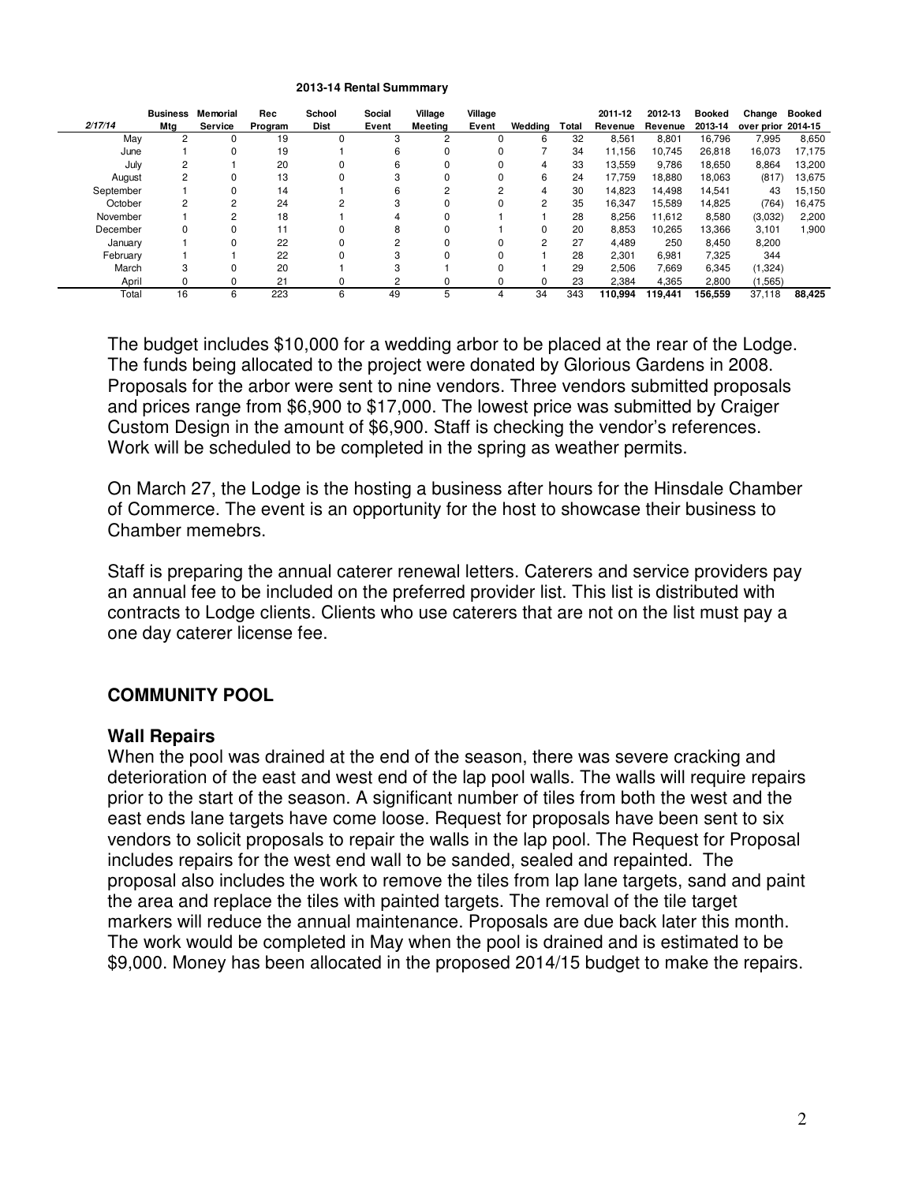**2013-14 Rental Summmary**

| 2/17/14 | Business Mtg | Memorial Service | Rec Program | School Dist | Social Event | Village Meeting | Village Event | Wedding | Total | 2011-12 Revenue | 2012-13 Revenue | Booked 2013-14 | Change over prior | Booked 2014-15 |
|---|---|---|---|---|---|---|---|---|---|---|---|---|---|---|
| May | 2 | 0 | 19 | 0 | 3 | 2 | 0 | 6 | 32 | 8,561 | 8,801 | 16,796 | 7,995 | 8,650 |
| June | 1 | 0 | 19 | 1 | 6 | 0 | 0 | 7 | 34 | 11,156 | 10,745 | 26,818 | 16,073 | 17,175 |
| July | 2 | 1 | 20 | 0 | 6 | 0 | 0 | 4 | 33 | 13,559 | 9,786 | 18,650 | 8,864 | 13,200 |
| August | 2 | 0 | 13 | 0 | 3 | 0 | 0 | 6 | 24 | 17,759 | 18,880 | 18,063 | (817) | 13,675 |
| September | 1 | 0 | 14 | 1 | 6 | 2 | 2 | 4 | 30 | 14,823 | 14,498 | 14,541 | 43 | 15,150 |
| October | 2 | 2 | 24 | 2 | 3 | 0 | 0 | 2 | 35 | 16,347 | 15,589 | 14,825 | (764) | 16,475 |
| November | 1 | 2 | 18 | 1 | 4 | 0 | 1 | 1 | 28 | 8,256 | 11,612 | 8,580 | (3,032) | 2,200 |
| December | 0 | 0 | 11 | 0 | 8 | 0 | 1 | 0 | 20 | 8,853 | 10,265 | 13,366 | 3,101 | 1,900 |
| January | 1 | 0 | 22 | 0 | 2 | 0 | 0 | 2 | 27 | 4,489 | 250 | 8,450 | 8,200 | |
| February | 1 | 1 | 22 | 0 | 3 | 0 | 0 | 1 | 28 | 2,301 | 6,981 | 7,325 | 344 | |
| March | 3 | 0 | 20 | 1 | 3 | 1 | 0 | 1 | 29 | 2,506 | 7,669 | 6,345 | (1,324) | |
| April | 0 | 0 | 21 | 0 | 2 | 0 | 0 | 0 | 23 | 2,384 | 4,365 | 2,800 | (1,565) | |
| Total | 16 | 6 | 223 | 6 | 49 | 5 | 4 | 34 | 343 | **110,994** | **119,441** | **156,559** | 37,118 | **88,425** |

The budget includes $10,000 for a wedding arbor to be placed at the rear of the Lodge. The funds being allocated to the project were donated by Glorious Gardens in 2008. Proposals for the arbor were sent to nine vendors. Three vendors submitted proposals and prices range from $6,900 to $17,000. The lowest price was submitted by Craiger Custom Design in the amount of $6,900. Staff is checking the vendor's references. Work will be scheduled to be completed in the spring as weather permits.

On March 27, the Lodge is the hosting a business after hours for the Hinsdale Chamber of Commerce. The event is an opportunity for the host to showcase their business to Chamber memebrs.

Staff is preparing the annual caterer renewal letters. Caterers and service providers pay an annual fee to be included on the preferred provider list. This list is distributed with contracts to Lodge clients. Clients who use caterers that are not on the list must pay a one day caterer license fee.

## COMMUNITY POOL

### Wall Repairs

When the pool was drained at the end of the season, there was severe cracking and deterioration of the east and west end of the lap pool walls. The walls will require repairs prior to the start of the season. A significant number of tiles from both the west and the east ends lane targets have come loose. Request for proposals have been sent to six vendors to solicit proposals to repair the walls in the lap pool. The Request for Proposal includes repairs for the west end wall to be sanded, sealed and repainted. The proposal also includes the work to remove the tiles from lap lane targets, sand and paint the area and replace the tiles with painted targets. The removal of the tile target markers will reduce the annual maintenance. Proposals are due back later this month. The work would be completed in May when the pool is drained and is estimated to be $9,000. Money has been allocated in the proposed 2014/15 budget to make the repairs.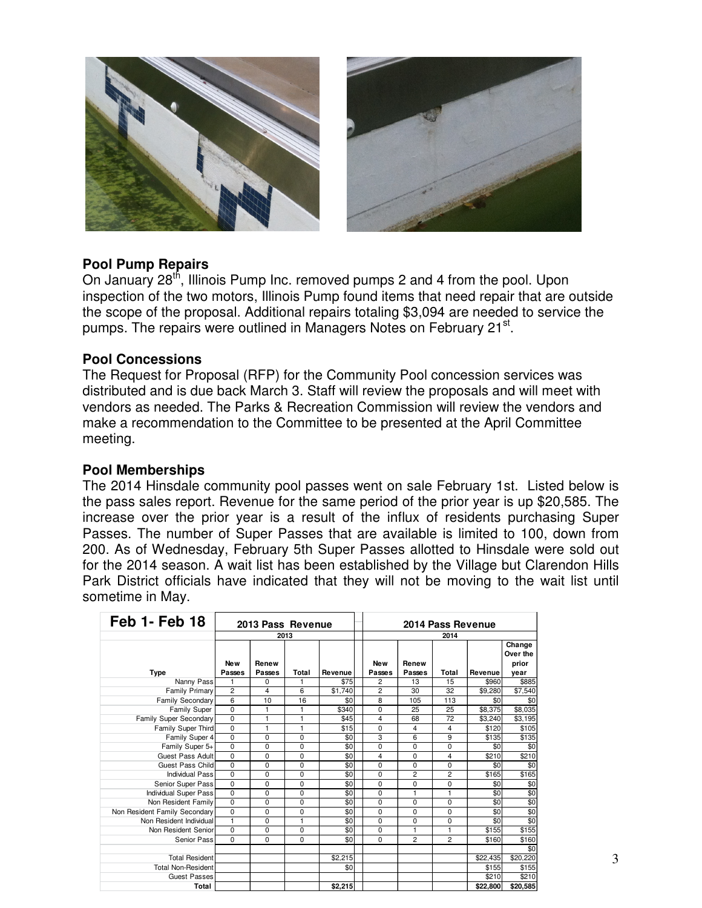## Pool Pump Repairs

On January 28th, Illinois Pump Inc. removed pumps 2 and 4 from the pool. Upon inspection of the two motors, Illinois Pump found items that need repair that are outside the scope of the proposal. Additional repairs totaling $3,094 are needed to service the pumps. The repairs were outlined in Managers Notes on February 21st.

## Pool Concessions

The Request for Proposal (RFP) for the Community Pool concession services was distributed and is due back March 3. Staff will review the proposals and will meet with vendors as needed. The Parks & Recreation Commission will review the vendors and make a recommendation to the Committee to be presented at the April Committee meeting.

## Pool Memberships

The 2014 Hinsdale community pool passes went on sale February 1st. Listed below is the pass sales report. Revenue for the same period of the prior year is up $20,585. The increase over the prior year is a result of the influx of residents purchasing Super Passes. The number of Super Passes that are available is limited to 100, down from 200. As of Wednesday, February 5th Super Passes allotted to Hinsdale were sold out for the 2014 season. A wait list has been established by the Village but Clarendon Hills Park District officials have indicated that they will not be moving to the wait list until sometime in May.

| Feb 1- Feb 18 | 2013 Pass Revenue | | | | 2014 Pass Revenue | | | | |
|---|---|---|---|---|---|---|---|---|---|
| | 2013 | | | | 2014 | | | | |
| Type | New Passes | Renew Passes | Total | Revenue | New Passes | Renew Passes | Total | Revenue | Change Over the prior year |
| Nanny Pass | 1 | 0 | 1 | $75 | 2 | 13 | 15 | $960 | $885 |
| Family Primary | 2 | 4 | 6 | $1,740 | 2 | 30 | 32 | $9,280 | $7,540 |
| Family Secondary | 6 | 10 | 16 | $0 | 8 | 105 | 113 | $0 | $0 |
| Family Super | 0 | 1 | 1 | $340 | 0 | 25 | 25 | $8,375 | $8,035 |
| Family Super Secondary | 0 | 1 | 1 | $45 | 4 | 68 | 72 | $3,240 | $3,195 |
| Family Super Third | 0 | 1 | 1 | $15 | 0 | 4 | 4 | $120 | $105 |
| Family Super 4 | 0 | 0 | 0 | $0 | 3 | 6 | 9 | $135 | $135 |
| Family Super 5+ | 0 | 0 | 0 | $0 | 0 | 0 | 0 | $0 | $0 |
| Guest Pass Adult | 0 | 0 | 0 | $0 | 4 | 0 | 4 | $210 | $210 |
| Guest Pass Child | 0 | 0 | 0 | $0 | 0 | 0 | 0 | $0 | $0 |
| Individual Pass | 0 | 0 | 0 | $0 | 0 | 2 | 2 | $165 | $165 |
| Senior Super Pass | 0 | 0 | 0 | $0 | 0 | 0 | 0 | $0 | $0 |
| Individual Super Pass | 0 | 0 | 0 | $0 | 0 | 1 | 1 | $0 | $0 |
| Non Resident Family | 0 | 0 | 0 | $0 | 0 | 0 | 0 | $0 | $0 |
| Non Resident Family Secondary | 0 | 0 | 0 | $0 | 0 | 0 | 0 | $0 | $0 |
| Non Resident Individual | 1 | 0 | 1 | $0 | 0 | 0 | 0 | $0 | $0 |
| Non Resident Senior | 0 | 0 | 0 | $0 | 0 | 1 | 1 | $155 | $155 |
| Senior Pass | 0 | 0 | 0 | $0 | 0 | 2 | 2 | $160 | $160 |
| | | | | | | | | | $0 |
| Total Resident | | | | $2,215 | | | | $22,435 | $20,220 |
| Total Non-Resident | | | | $0 | | | | $155 | $155 |
| Guest Passes | | | | | | | | $210 | $210 |
| **Total** | | | | **$2,215** | | | | **$22,800** | **$20,585** |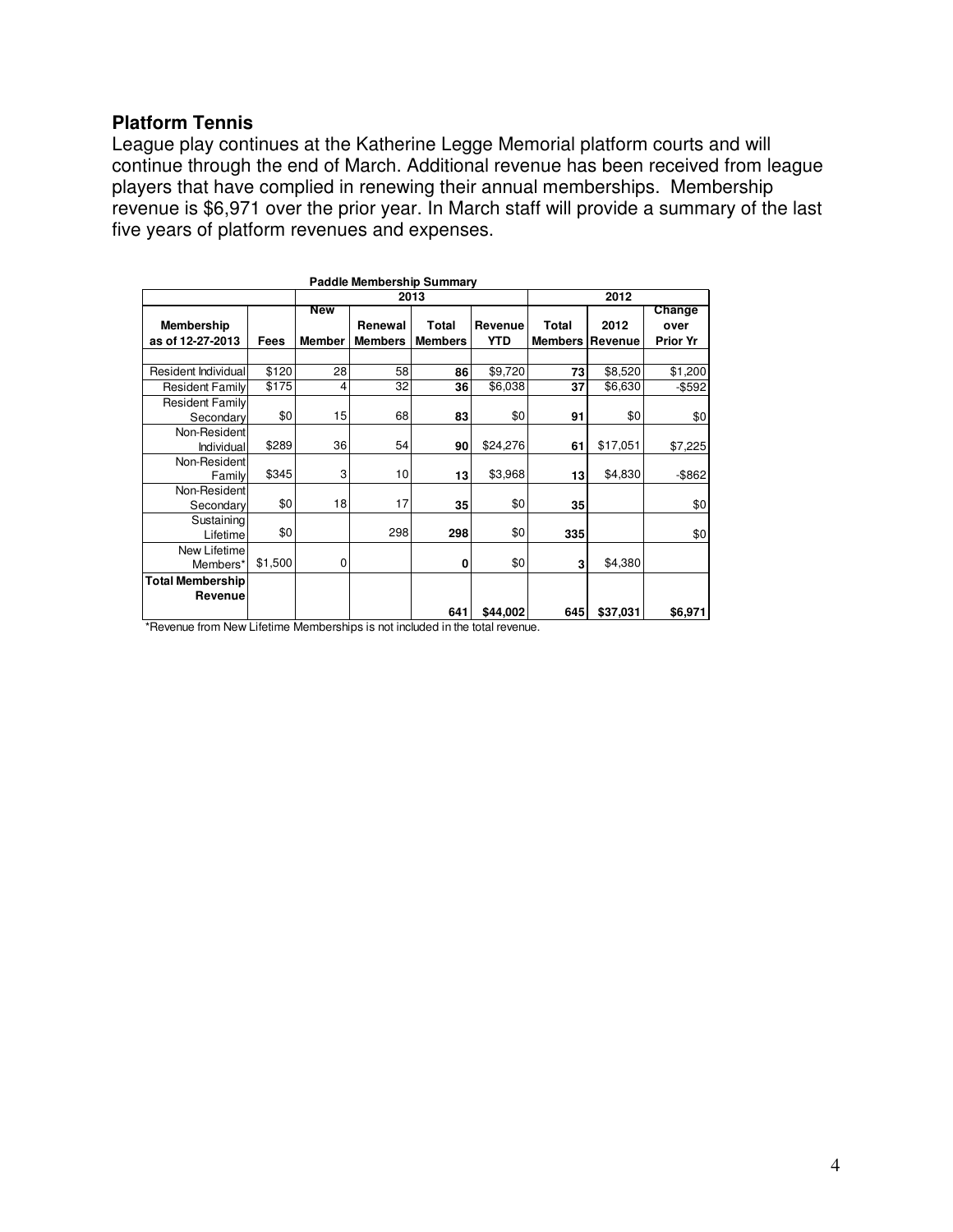### Platform Tennis

League play continues at the Katherine Legge Memorial platform courts and will continue through the end of March. Additional revenue has been received from league players that have complied in renewing their annual memberships. Membership revenue is $6,971 over the prior year. In March staff will provide a summary of the last five years of platform revenues and expenses.

**Paddle Membership Summary**

| | | 2013 | | | | 2012 | | |
|---|---|---|---|---|---|---|---|---|
| **Membership as of 12-27-2013** | **Fees** | **New Member** | **Renewal Members** | **Total Members** | **Revenue YTD** | **Total Members** | **2012 Revenue** | **Change over Prior Yr** |
| Resident Individual | $120 | 28 | 58 | **86** | $9,720 | **73** | $8,520 | $1,200 |
| Resident Family | $175 | 4 | 32 | **36** | $6,038 | **37** | $6,630 | -$592 |
| Resident Family Secondary | $0 | 15 | 68 | **83** | $0 | **91** | $0 | $0 |
| Non-Resident Individual | $289 | 36 | 54 | **90** | $24,276 | **61** | $17,051 | $7,225 |
| Non-Resident Family | $345 | 3 | 10 | **13** | $3,968 | **13** | $4,830 | -$862 |
| Non-Resident Secondary | $0 | 18 | 17 | **35** | $0 | **35** | | $0 |
| Sustaining Lifetime | $0 | | 298 | **298** | $0 | **335** | | $0 |
| New Lifetime Members* | $1,500 | 0 | | **0** | $0 | **3** | $4,380 | |
| **Total Membership Revenue** | | | | **641** | **$44,002** | **645** | **$37,031** | **$6,971** |

*Revenue from New Lifetime Memberships is not included in the total revenue.